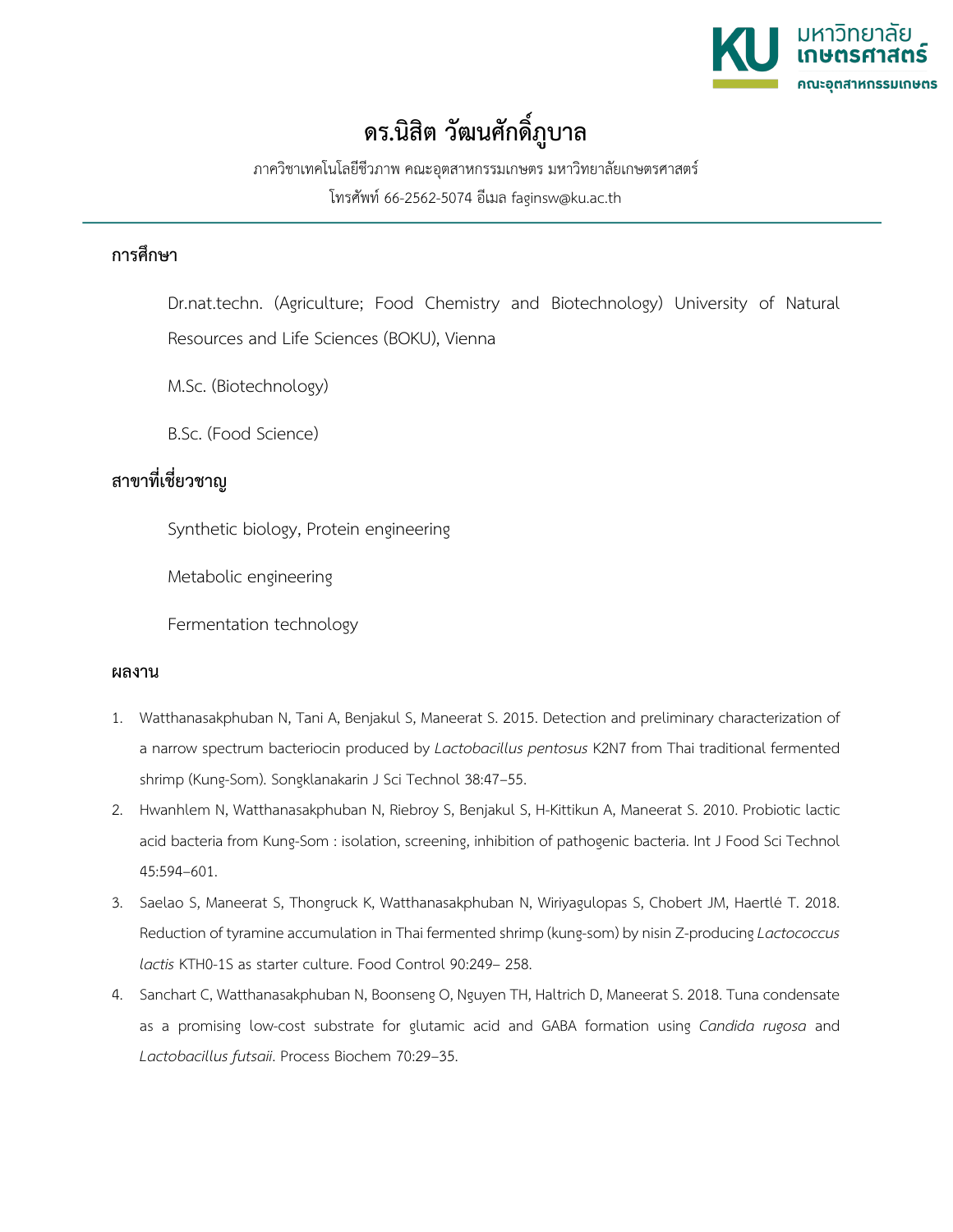# ดร.นิสิต วัฒนศักดิ์ภูบาล

ภาควิชาเทคโนโลยีชีวภาพ คณะอุตสาหกรรมเกษตร มหาวิทยาลัยเกษตรศาสตร์

โทรศัพท์ 66-2562-5074 อีเมล faginsw@ku.ac.th

## การศึกษา

Dr.nat.techn. (Agriculture; Food Chemistry and Biotechnology) University of Natural Resources and Life Sciences (BOKU), Vienna

M.Sc. (Biotechnology)

B.Sc. (Food Science)

## สาขาที่เชี่ยวชาญ

Synthetic biology, Protein engineering

Metabolic engineering

Fermentation technology

## ผลงาน

1. Watthanasakphuban N, Tani A, Benjakul S, Maneerat S. 2015. Detection and preliminary characterization of a narrow spectrum bacteriocin produced by *Lactobacillus pentosus* K2N7 from Thai traditional fermented shrimp (Kung-Som). Songklanakarin J Sci Technol 38:47–55.
2. Hwanhlem N, Watthanasakphuban N, Riebroy S, Benjakul S, H-Kittikun A, Maneerat S. 2010. Probiotic lactic acid bacteria from Kung-Som : isolation, screening, inhibition of pathogenic bacteria. Int J Food Sci Technol 45:594–601.
3. Saelao S, Maneerat S, Thongruck K, Watthanasakphuban N, Wiriyagulopas S, Chobert JM, Haertlé T. 2018. Reduction of tyramine accumulation in Thai fermented shrimp (kung-som) by nisin Z-producing *Lactococcus lactis* KTH0-1S as starter culture. Food Control 90:249– 258.
4. Sanchart C, Watthanasakphuban N, Boonseng O, Nguyen TH, Haltrich D, Maneerat S. 2018. Tuna condensate as a promising low-cost substrate for glutamic acid and GABA formation using *Candida rugosa* and *Lactobacillus futsaii*. Process Biochem 70:29–35.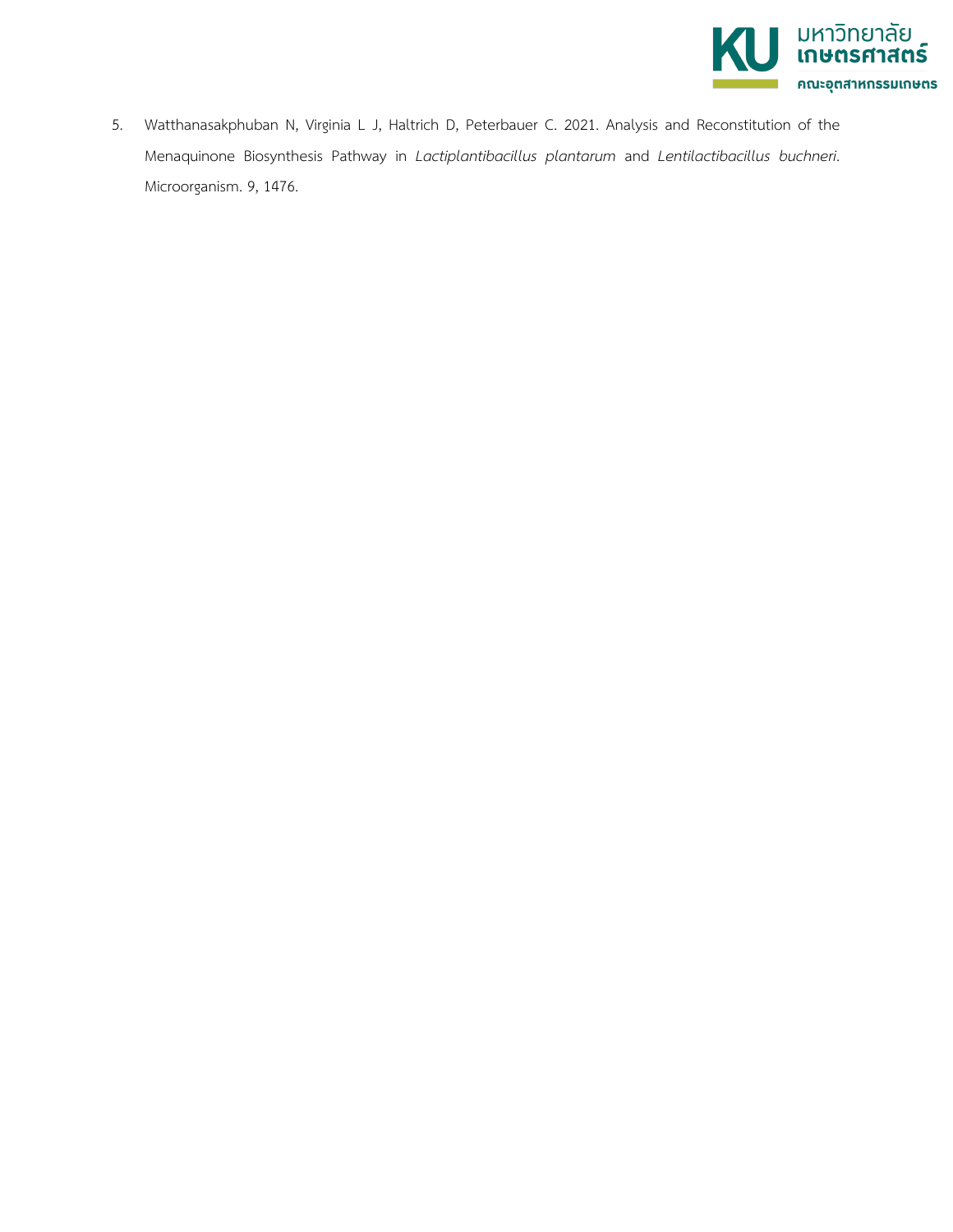5. Watthanasakphuban N, Virginia L J, Haltrich D, Peterbauer C. 2021. Analysis and Reconstitution of the Menaquinone Biosynthesis Pathway in *Lactiplantibacillus plantarum* and *Lentilactibacillus buchneri*. Microorganism. 9, 1476.